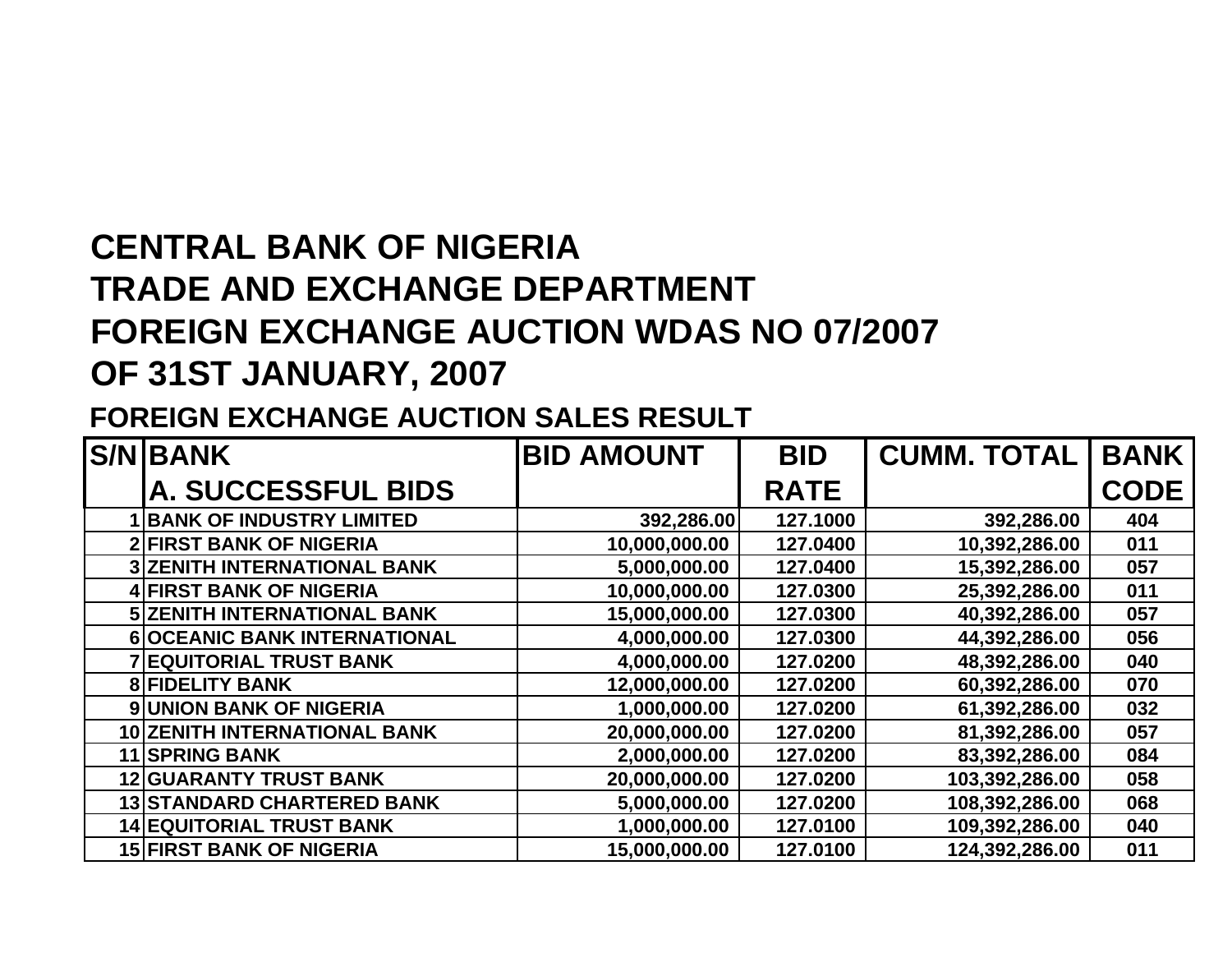# CENTRAL BANK OF NIGERIA
# TRADE AND EXCHANGE DEPARTMENT
# FOREIGN EXCHANGE AUCTION WDAS NO 07/2007
# OF 31ST JANUARY, 2007

## FOREIGN EXCHANGE AUCTION SALES RESULT

| S/N | BANK | BID AMOUNT | BID | CUMM. TOTAL | BANK |
|---|---|---|---|---|---|
| | A. SUCCESSFUL BIDS | | RATE | | CODE |
| 1 | BANK OF INDUSTRY LIMITED | 392,286.00 | 127.1000 | 392,286.00 | 404 |
| 2 | FIRST BANK OF NIGERIA | 10,000,000.00 | 127.0400 | 10,392,286.00 | 011 |
| 3 | ZENITH INTERNATIONAL BANK | 5,000,000.00 | 127.0400 | 15,392,286.00 | 057 |
| 4 | FIRST BANK OF NIGERIA | 10,000,000.00 | 127.0300 | 25,392,286.00 | 011 |
| 5 | ZENITH INTERNATIONAL BANK | 15,000,000.00 | 127.0300 | 40,392,286.00 | 057 |
| 6 | OCEANIC BANK INTERNATIONAL | 4,000,000.00 | 127.0300 | 44,392,286.00 | 056 |
| 7 | EQUITORIAL TRUST BANK | 4,000,000.00 | 127.0200 | 48,392,286.00 | 040 |
| 8 | FIDELITY BANK | 12,000,000.00 | 127.0200 | 60,392,286.00 | 070 |
| 9 | UNION BANK OF NIGERIA | 1,000,000.00 | 127.0200 | 61,392,286.00 | 032 |
| 10 | ZENITH INTERNATIONAL BANK | 20,000,000.00 | 127.0200 | 81,392,286.00 | 057 |
| 11 | SPRING BANK | 2,000,000.00 | 127.0200 | 83,392,286.00 | 084 |
| 12 | GUARANTY TRUST BANK | 20,000,000.00 | 127.0200 | 103,392,286.00 | 058 |
| 13 | STANDARD CHARTERED BANK | 5,000,000.00 | 127.0200 | 108,392,286.00 | 068 |
| 14 | EQUITORIAL TRUST BANK | 1,000,000.00 | 127.0100 | 109,392,286.00 | 040 |
| 15 | FIRST BANK OF NIGERIA | 15,000,000.00 | 127.0100 | 124,392,286.00 | 011 |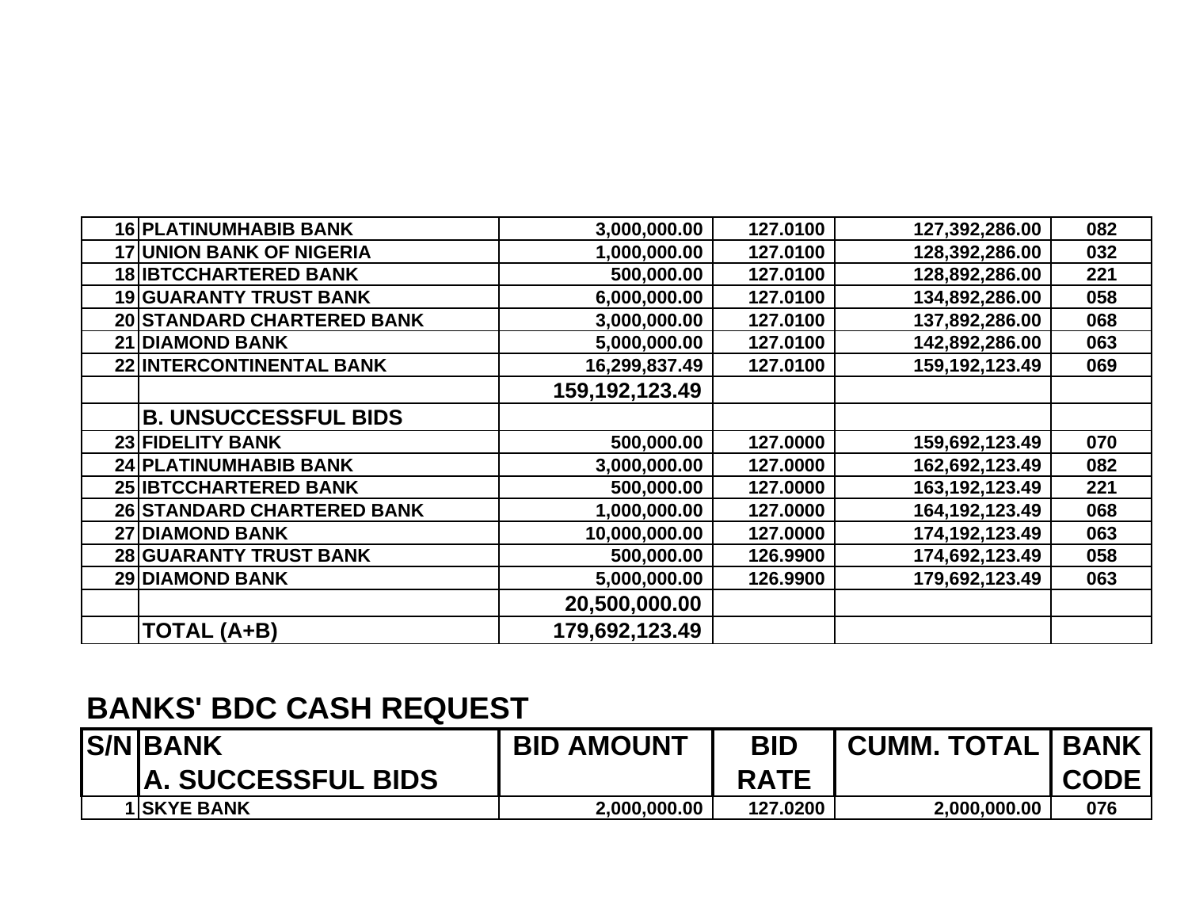| | | | | | |
|---|---|---|---|---|---|
| 16 | PLATINUMHABIB BANK | 3,000,000.00 | 127.0100 | 127,392,286.00 | 082 |
| 17 | UNION BANK OF NIGERIA | 1,000,000.00 | 127.0100 | 128,392,286.00 | 032 |
| 18 | IBTCCHARTERED BANK | 500,000.00 | 127.0100 | 128,892,286.00 | 221 |
| 19 | GUARANTY TRUST BANK | 6,000,000.00 | 127.0100 | 134,892,286.00 | 058 |
| 20 | STANDARD CHARTERED BANK | 3,000,000.00 | 127.0100 | 137,892,286.00 | 068 |
| 21 | DIAMOND BANK | 5,000,000.00 | 127.0100 | 142,892,286.00 | 063 |
| 22 | INTERCONTINENTAL BANK | 16,299,837.49 | 127.0100 | 159,192,123.49 | 069 |
| | | **159,192,123.49** | | | |
| | **B. UNSUCCESSFUL BIDS** | | | | |
| 23 | FIDELITY BANK | 500,000.00 | 127.0000 | 159,692,123.49 | 070 |
| 24 | PLATINUMHABIB BANK | 3,000,000.00 | 127.0000 | 162,692,123.49 | 082 |
| 25 | IBTCCHARTERED BANK | 500,000.00 | 127.0000 | 163,192,123.49 | 221 |
| 26 | STANDARD CHARTERED BANK | 1,000,000.00 | 127.0000 | 164,192,123.49 | 068 |
| 27 | DIAMOND BANK | 10,000,000.00 | 127.0000 | 174,192,123.49 | 063 |
| 28 | GUARANTY TRUST BANK | 500,000.00 | 126.9900 | 174,692,123.49 | 058 |
| 29 | DIAMOND BANK | 5,000,000.00 | 126.9900 | 179,692,123.49 | 063 |
| | | **20,500,000.00** | | | |
| | **TOTAL (A+B)** | **179,692,123.49** | | | |

## BANKS' BDC CASH REQUEST

| S/N | BANK | BID AMOUNT | BID RATE | CUMM. TOTAL | BANK CODE |
|---|---|---|---|---|---|
| | **A. SUCCESSFUL BIDS** | | | | |
| 1 | SKYE BANK | 2,000,000.00 | 127.0200 | 2,000,000.00 | 076 |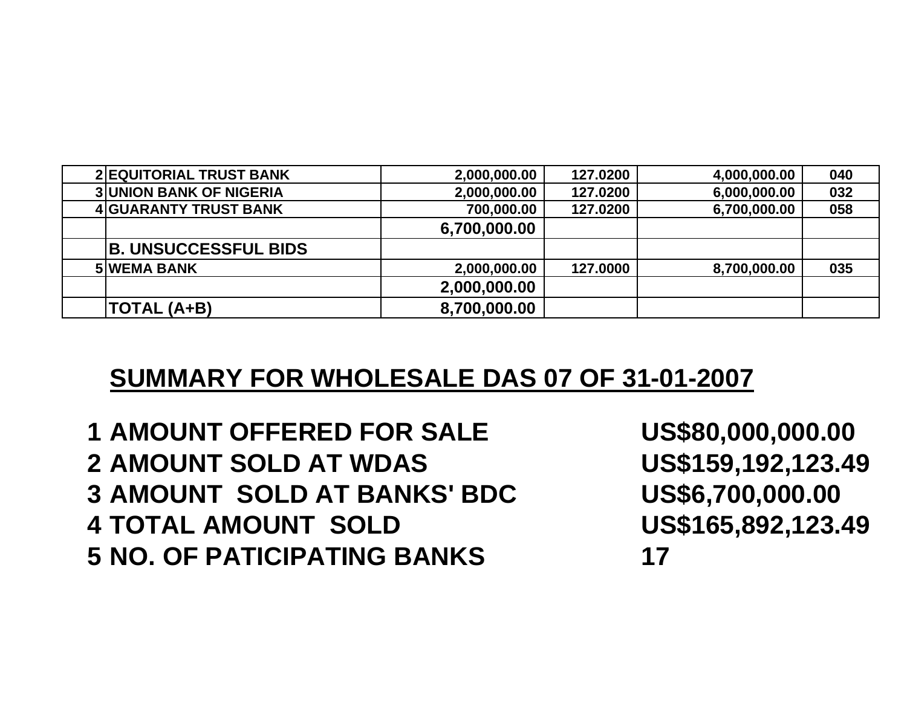| | | | | | |
|---|---|---|---|---|---|
| 2 | EQUITORIAL TRUST BANK | 2,000,000.00 | 127.0200 | 4,000,000.00 | 040 |
| 3 | UNION BANK OF NIGERIA | 2,000,000.00 | 127.0200 | 6,000,000.00 | 032 |
| 4 | GUARANTY TRUST BANK | 700,000.00 | 127.0200 | 6,700,000.00 | 058 |
| | | 6,700,000.00 | | | |
| | B. UNSUCCESSFUL BIDS | | | | |
| 5 | WEMA BANK | 2,000,000.00 | 127.0000 | 8,700,000.00 | 035 |
| | | 2,000,000.00 | | | |
| | TOTAL (A+B) | 8,700,000.00 | | | |

## SUMMARY FOR WHOLESALE DAS 07 OF 31-01-2007

| | | |
|---|---|---|
| 1 | AMOUNT OFFERED FOR SALE | US$80,000,000.00 |
| 2 | AMOUNT SOLD AT WDAS | US$159,192,123.49 |
| 3 | AMOUNT SOLD AT BANKS' BDC | US$6,700,000.00 |
| 4 | TOTAL AMOUNT SOLD | US$165,892,123.49 |
| 5 | NO. OF PATICIPATING BANKS | 17 |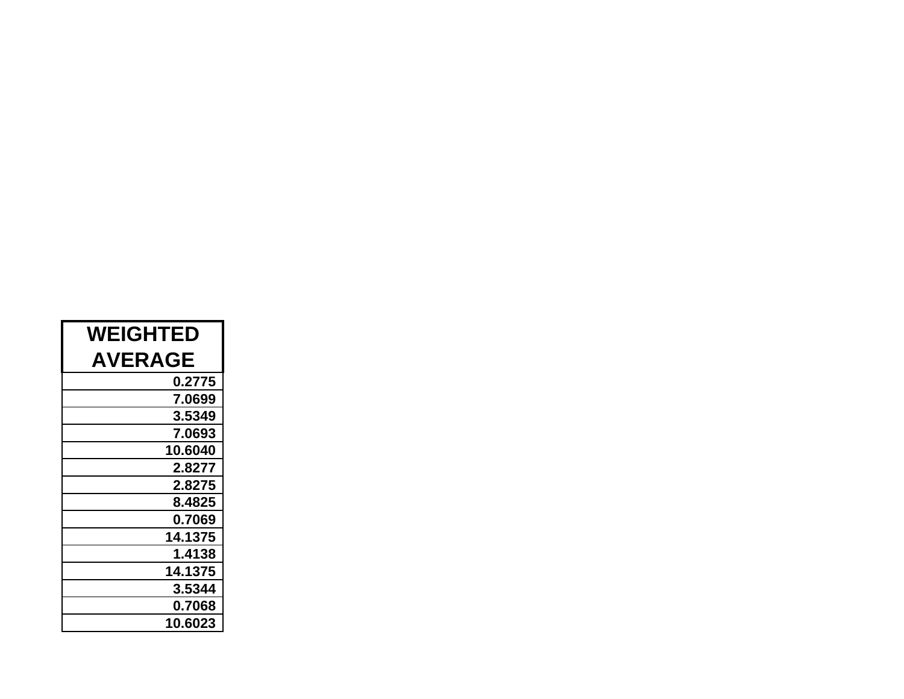| WEIGHTED AVERAGE |
|---:|
| 0.2775 |
| 7.0699 |
| 3.5349 |
| 7.0693 |
| 10.6040 |
| 2.8277 |
| 2.8275 |
| 8.4825 |
| 0.7069 |
| 14.1375 |
| 1.4138 |
| 14.1375 |
| 3.5344 |
| 0.7068 |
| 10.6023 |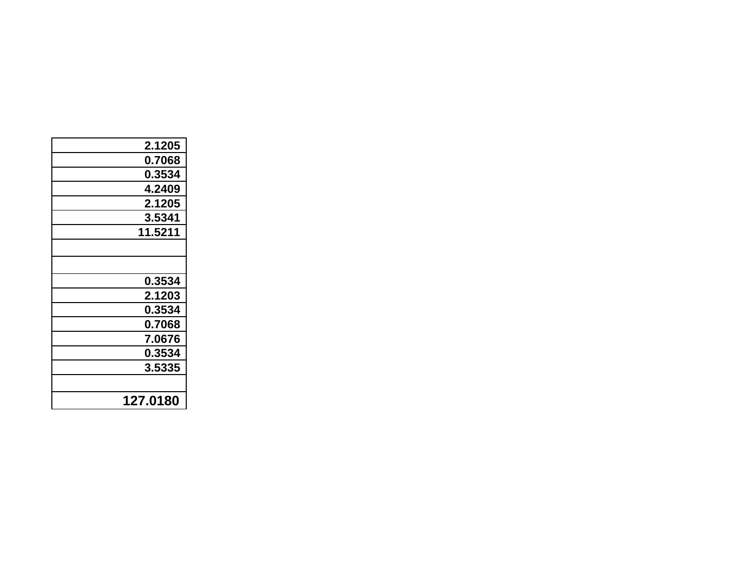| |
|---|
| 2.1205 |
| 0.7068 |
| 0.3534 |
| 4.2409 |
| 2.1205 |
| 3.5341 |
| 11.5211 |
| |
| |
| 0.3534 |
| 2.1203 |
| 0.3534 |
| 0.7068 |
| 7.0676 |
| 0.3534 |
| 3.5335 |
| |
| 127.0180 |